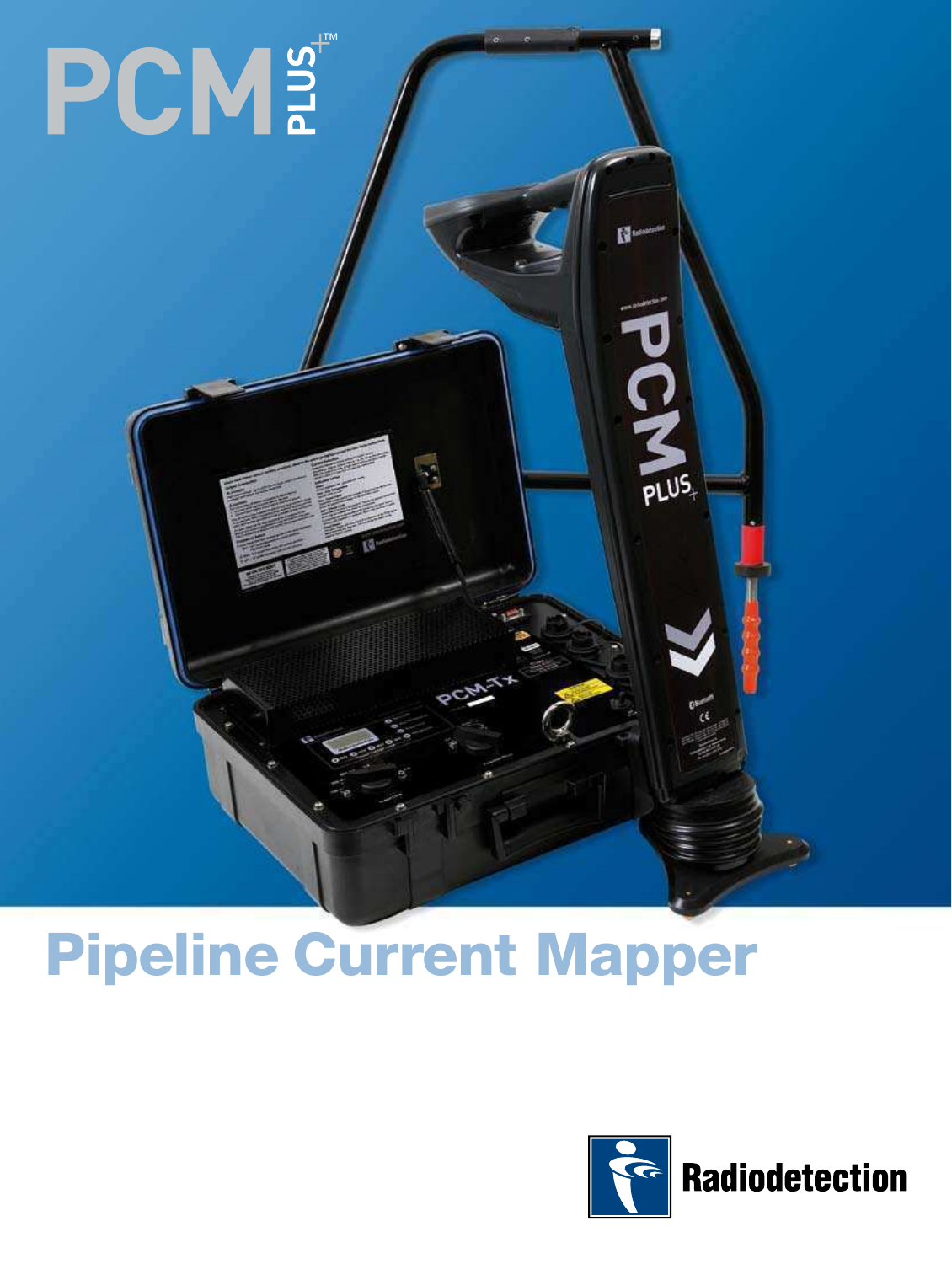# PCM PLUS+™

## Pipeline Current Mapper

Radiodetection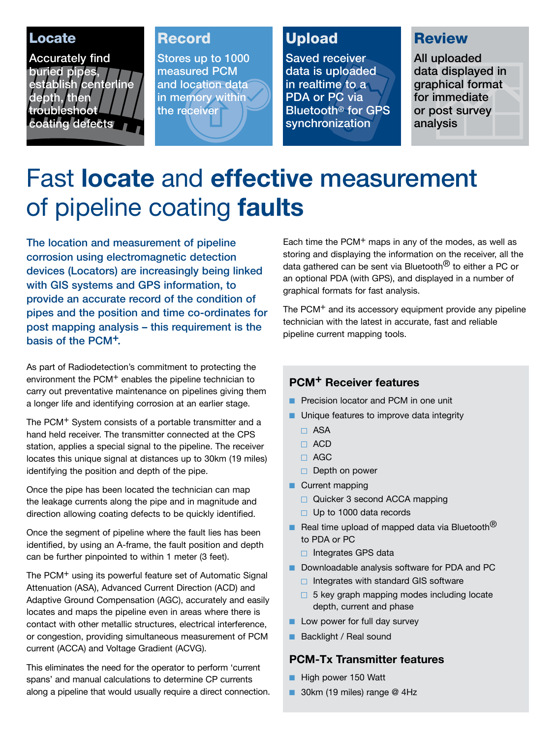## Locate

Accurately find buried pipes, establish centerline depth, then troubleshoot coating defects

## Record

Stores up to 1000 measured PCM and location data in memory within the receiver

## Upload

Saved receiver data is uploaded in realtime to a PDA or PC via Bluetooth® for GPS synchronization

## Review

All uploaded data displayed in graphical format for immediate or post survey analysis

# Fast **locate** and **effective** measurement of pipeline coating **faults**

**The location and measurement of pipeline corrosion using electromagnetic detection devices (Locators) are increasingly being linked with GIS systems and GPS information, to provide an accurate record of the condition of pipes and the position and time co-ordinates for post mapping analysis – this requirement is the basis of the PCM+.**

As part of Radiodetection's commitment to protecting the environment the PCM+ enables the pipeline technician to carry out preventative maintenance on pipelines giving them a longer life and identifying corrosion at an earlier stage.

The PCM+ System consists of a portable transmitter and a hand held receiver. The transmitter connected at the CPS station, applies a special signal to the pipeline. The receiver locates this unique signal at distances up to 30km (19 miles) identifying the position and depth of the pipe.

Once the pipe has been located the technician can map the leakage currents along the pipe and in magnitude and direction allowing coating defects to be quickly identified.

Once the segment of pipeline where the fault lies has been identified, by using an A-frame, the fault position and depth can be further pinpointed to within 1 meter (3 feet).

The PCM+ using its powerful feature set of Automatic Signal Attenuation (ASA), Advanced Current Direction (ACD) and Adaptive Ground Compensation (AGC), accurately and easily locates and maps the pipeline even in areas where there is contact with other metallic structures, electrical interference, or congestion, providing simultaneous measurement of PCM current (ACCA) and Voltage Gradient (ACVG).

This eliminates the need for the operator to perform 'current spans' and manual calculations to determine CP currents along a pipeline that would usually require a direct connection.

Each time the PCM+ maps in any of the modes, as well as storing and displaying the information on the receiver, all the data gathered can be sent via Bluetooth® to either a PC or an optional PDA (with GPS), and displayed in a number of graphical formats for fast analysis.

The PCM+ and its accessory equipment provide any pipeline technician with the latest in accurate, fast and reliable pipeline current mapping tools.

### PCM+ Receiver features

- Precision locator and PCM in one unit
- Unique features to improve data integrity
  - ASA
  - ACD
  - AGC
  - Depth on power
- Current mapping
  - Quicker 3 second ACCA mapping
  - Up to 1000 data records
- Real time upload of mapped data via Bluetooth® to PDA or PC
  - Integrates GPS data
- Downloadable analysis software for PDA and PC
  - Integrates with standard GIS software
  - 5 key graph mapping modes including locate depth, current and phase
- Low power for full day survey
- Backlight / Real sound

### PCM-Tx Transmitter features

- High power 150 Watt
- 30km (19 miles) range @ 4Hz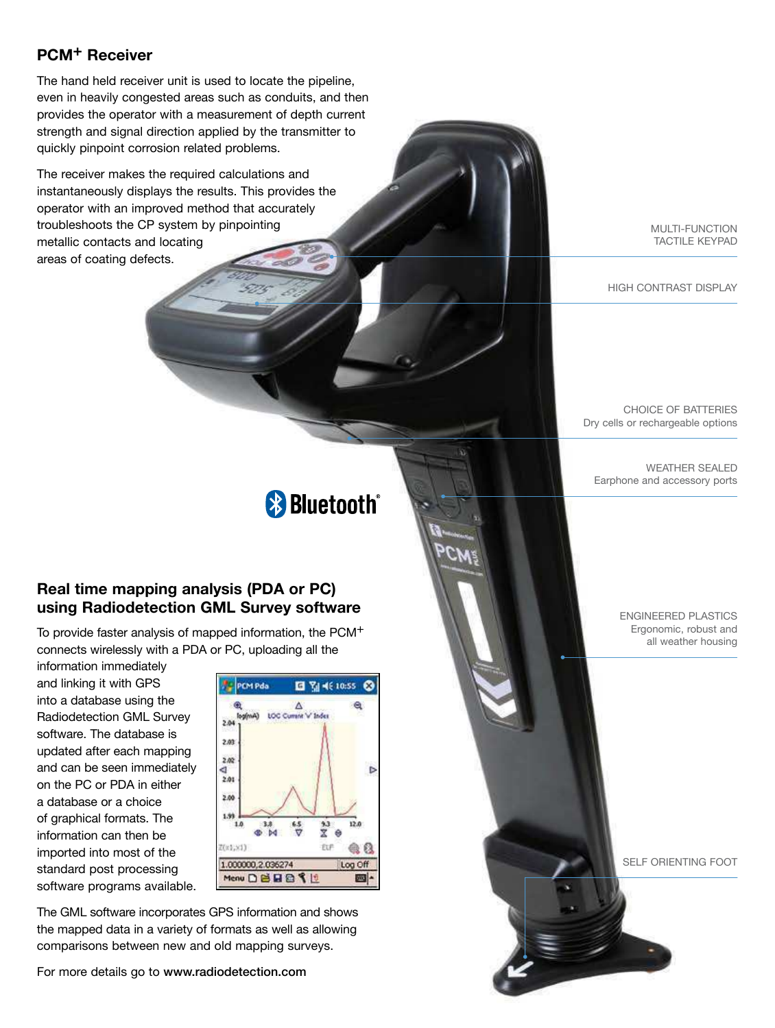## PCM+ Receiver

The hand held receiver unit is used to locate the pipeline, even in heavily congested areas such as conduits, and then provides the operator with a measurement of depth current strength and signal direction applied by the transmitter to quickly pinpoint corrosion related problems.

The receiver makes the required calculations and instantaneously displays the results. This provides the operator with an improved method that accurately troubleshoots the CP system by pinpointing metallic contacts and locating areas of coating defects.

MULTI-FUNCTION TACTILE KEYPAD

HIGH CONTRAST DISPLAY

CHOICE OF BATTERIES
Dry cells or rechargeable options

WEATHER SEALED
Earphone and accessory ports

ENGINEERED PLASTICS
Ergonomic, robust and all weather housing

SELF ORIENTING FOOT

Bluetooth®

## Real time mapping analysis (PDA or PC) using Radiodetection GML Survey software

To provide faster analysis of mapped information, the PCM+ connects wirelessly with a PDA or PC, uploading all the information immediately and linking it with GPS into a database using the Radiodetection GML Survey software. The database is updated after each mapping and can be seen immediately on the PC or PDA in either a database or a choice of graphical formats. The information can then be imported into most of the standard post processing software programs available.

The GML software incorporates GPS information and shows the mapped data in a variety of formats as well as allowing comparisons between new and old mapping surveys.

For more details go to **www.radiodetection.com**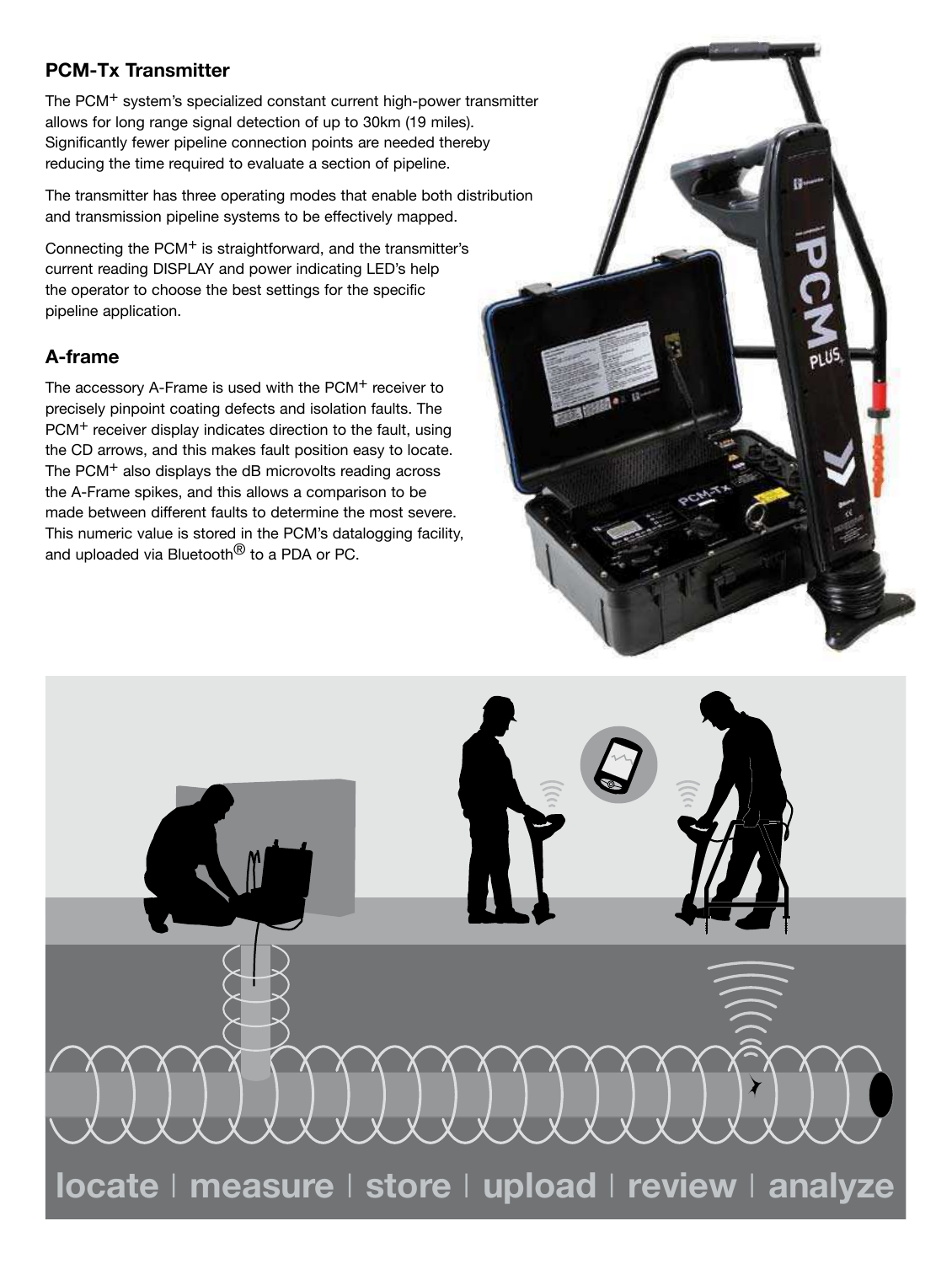## PCM-Tx Transmitter

The PCM+ system's specialized constant current high-power transmitter allows for long range signal detection of up to 30km (19 miles). Significantly fewer pipeline connection points are needed thereby reducing the time required to evaluate a section of pipeline.

The transmitter has three operating modes that enable both distribution and transmission pipeline systems to be effectively mapped.

Connecting the PCM+ is straightforward, and the transmitter's current reading DISPLAY and power indicating LED's help the operator to choose the best settings for the specific pipeline application.

## A-frame

The accessory A-Frame is used with the PCM+ receiver to precisely pinpoint coating defects and isolation faults. The PCM+ receiver display indicates direction to the fault, using the CD arrows, and this makes fault position easy to locate. The PCM+ also displays the dB microvolts reading across the A-Frame spikes, and this allows a comparison to be made between different faults to determine the most severe. This numeric value is stored in the PCM's datalogging facility, and uploaded via Bluetooth® to a PDA or PC.

locate | measure | store | upload | review | analyze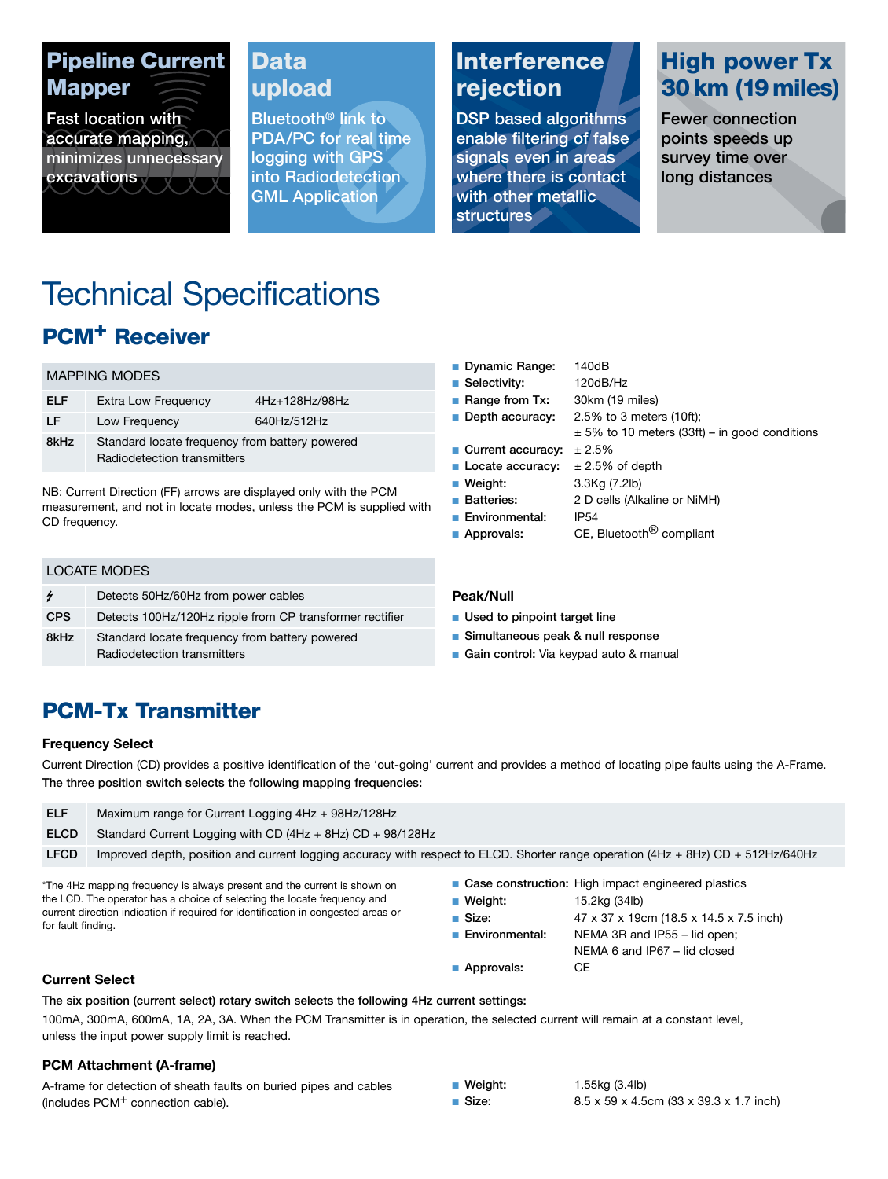**Pipeline Current Mapper**

Fast location with accurate mapping, minimizes unnecessary excavations

**Data upload**

Bluetooth® link to PDA/PC for real time logging with GPS into Radiodetection GML Application

**Interference rejection**

DSP based algorithms enable filtering of false signals even in areas where there is contact with other metallic structures

**High power Tx 30 km (19 miles)**

Fewer connection points speeds up survey time over long distances

# Technical Specifications

## PCM+ Receiver

| MAPPING MODES | | |
|---|---|---|
| ELF | Extra Low Frequency | 4Hz+128Hz/98Hz |
| LF | Low Frequency | 640Hz/512Hz |
| 8kHz | Standard locate frequency from battery powered Radiodetection transmitters | |

NB: Current Direction (FF) arrows are displayed only with the PCM measurement, and not in locate modes, unless the PCM is supplied with CD frequency.

| LOCATE MODES | |
|---|---|
| ϟ | Detects 50Hz/60Hz from power cables |
| CPS | Detects 100Hz/120Hz ripple from CP transformer rectifier |
| 8kHz | Standard locate frequency from battery powered Radiodetection transmitters |

- **Dynamic Range:** 140dB
- **Selectivity:** 120dB/Hz
- **Range from Tx:** 30km (19 miles)
- **Depth accuracy:** 2.5% to 3 meters (10ft); ± 5% to 10 meters (33ft) – in good conditions
- **Current accuracy:** ± 2.5%
- **Locate accuracy:** ± 2.5% of depth
- **Weight:** 3.3Kg (7.2lb)
- **Batteries:** 2 D cells (Alkaline or NiMH)
- **Environmental:** IP54
- **Approvals:** CE, Bluetooth® compliant

**Peak/Null**

- Used to pinpoint target line
- Simultaneous peak & null response
- **Gain control:** Via keypad auto & manual

## PCM-Tx Transmitter

**Frequency Select**

Current Direction (CD) provides a positive identification of the 'out-going' current and provides a method of locating pipe faults using the A-Frame.
**The three position switch selects the following mapping frequencies:**

| | |
|---|---|
| ELF | Maximum range for Current Logging 4Hz + 98Hz/128Hz |
| ELCD | Standard Current Logging with CD (4Hz + 8Hz) CD + 98/128Hz |
| LFCD | Improved depth, position and current logging accuracy with respect to ELCD. Shorter range operation (4Hz + 8Hz) CD + 512Hz/640Hz |

*The 4Hz mapping frequency is always present and the current is shown on the LCD. The operator has a choice of selecting the locate frequency and current direction indication if required for identification in congested areas or for fault finding.

- **Case construction:** High impact engineered plastics
- **Weight:** 15.2kg (34lb)
- **Size:** 47 x 37 x 19cm (18.5 x 14.5 x 7.5 inch)
- **Environmental:** NEMA 3R and IP55 – lid open; NEMA 6 and IP67 – lid closed
- **Approvals:** CE

**Current Select**

**The six position (current select) rotary switch selects the following 4Hz current settings:**
100mA, 300mA, 600mA, 1A, 2A, 3A. When the PCM Transmitter is in operation, the selected current will remain at a constant level, unless the input power supply limit is reached.

**PCM Attachment (A-frame)**

A-frame for detection of sheath faults on buried pipes and cables (includes PCM+ connection cable).

- **Weight:** 1.55kg (3.4lb)
- **Size:** 8.5 x 59 x 4.5cm (33 x 39.3 x 1.7 inch)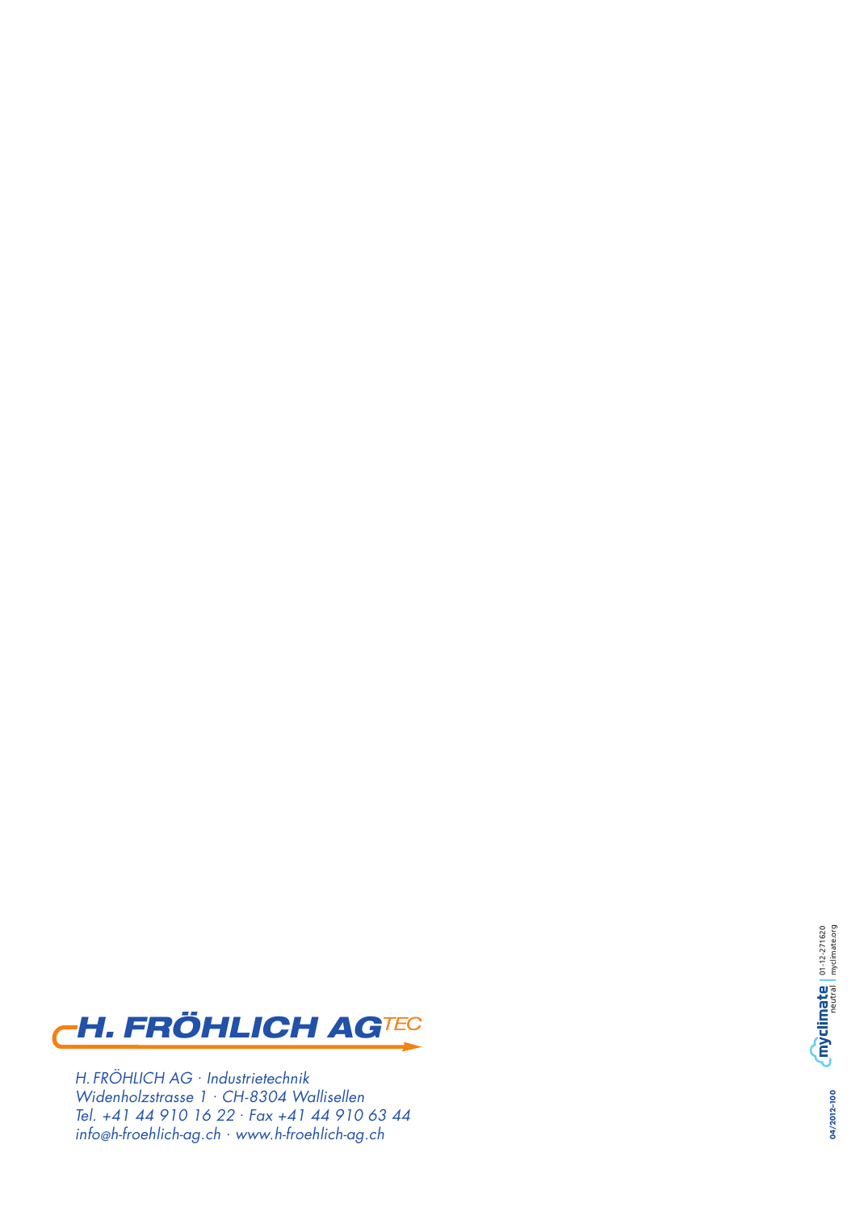H. FRÖHLICH AG[TEC]

*H. FRÖHLICH AG · Industrietechnik*
*Widenholzstrasse 1 · CH-8304 Wallisellen*
*Tel. +41 44 910 16 22 · Fax +41 44 910 63 44*
*info@h-froehlich-ag.ch · www.h-froehlich-ag.ch*

myclimate neutral | 01-12-271620 | myclimate.org

04/2012–100